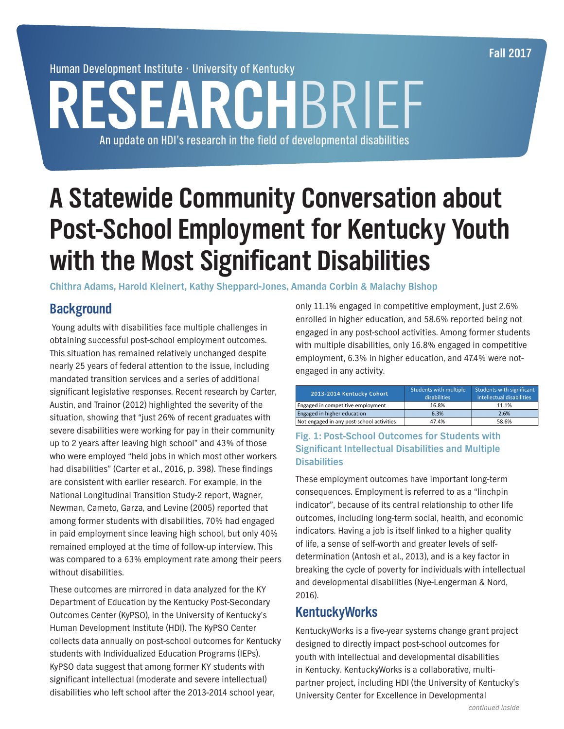Fall 2017

Human Development Institute · University of Kentucky

# RESEARCHBRIEF

An update on HDI's research in the field of developmental disabilities

# A Statewide Community Conversation about Post-School Employment for Kentucky Youth with the Most Significant Disabilities

**Chithra Adams, Harold Kleinert, Kathy Sheppard-Jones, Amanda Corbin & Malachy Bishop**

## Background

Young adults with disabilities face multiple challenges in obtaining successful post-school employment outcomes. This situation has remained relatively unchanged despite nearly 25 years of federal attention to the issue, including mandated transition services and a series of additional significant legislative responses. Recent research by Carter, Austin, and Trainor (2012) highlighted the severity of the situation, showing that "just 26% of recent graduates with severe disabilities were working for pay in their community up to 2 years after leaving high school" and 43% of those who were employed "held jobs in which most other workers had disabilities" (Carter et al., 2016, p. 398). These findings are consistent with earlier research. For example, in the National Longitudinal Transition Study-2 report, Wagner, Newman, Cameto, Garza, and Levine (2005) reported that among former students with disabilities, 70% had engaged in paid employment since leaving high school, but only 40% remained employed at the time of follow-up interview. This was compared to a 63% employment rate among their peers without disabilities.

These outcomes are mirrored in data analyzed for the KY Department of Education by the Kentucky Post-Secondary Outcomes Center (KyPSO), in the University of Kentucky's Human Development Institute (HDI). The KyPSO Center collects data annually on post-school outcomes for Kentucky students with Individualized Education Programs (IEPs). KyPSO data suggest that among former KY students with significant intellectual (moderate and severe intellectual) disabilities who left school after the 2013-2014 school year, only 11.1% engaged in competitive employment, just 2.6% enrolled in higher education, and 58.6% reported being not engaged in any post-school activities. Among former students with multiple disabilities, only 16.8% engaged in competitive employment, 6.3% in higher education, and 47.4% were not-engaged in any activity.

| 2013-2014 Kentucky Cohort | Students with multiple disabilities | Students with significant intellectual disabilities |
|---|---|---|
| Engaged in competitive employment | 16.8% | 11.1% |
| Engaged in higher education | 6.3% | 2.6% |
| Not engaged in any post-school activities | 47.4% | 58.6% |

**Fig. 1: Post-School Outcomes for Students with Significant Intellectual Disabilities and Multiple Disabilities**

These employment outcomes have important long-term consequences. Employment is referred to as a "linchpin indicator", because of its central relationship to other life outcomes, including long-term social, health, and economic indicators. Having a job is itself linked to a higher quality of life, a sense of self-worth and greater levels of self-determination (Antosh et al., 2013), and is a key factor in breaking the cycle of poverty for individuals with intellectual and developmental disabilities (Nye-Lengerman & Nord, 2016).

## KentuckyWorks

KentuckyWorks is a five-year systems change grant project designed to directly impact post-school outcomes for youth with intellectual and developmental disabilities in Kentucky. KentuckyWorks is a collaborative, multi-partner project, including HDI (the University of Kentucky's University Center for Excellence in Developmental

*continued inside*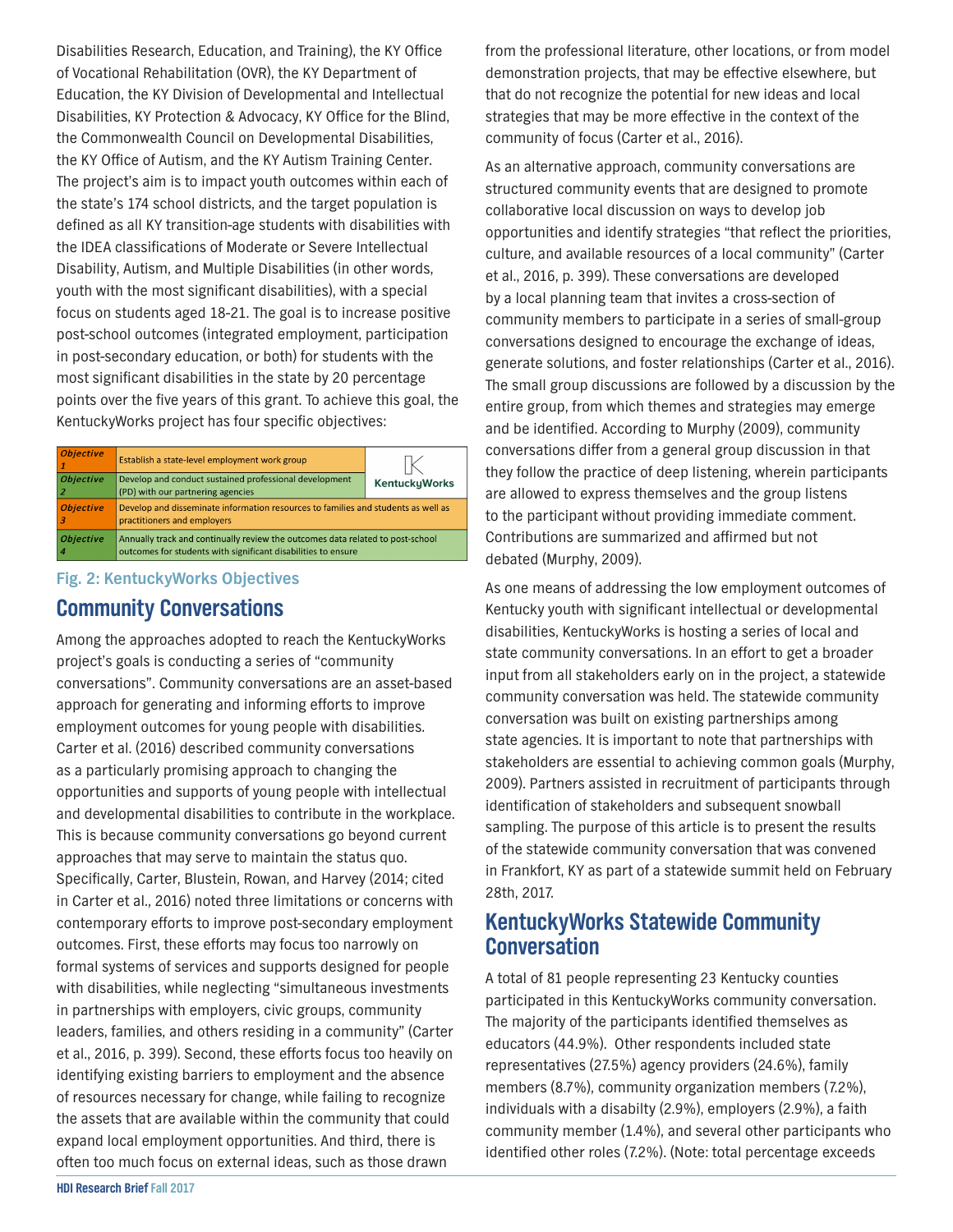Disabilities Research, Education, and Training), the KY Office of Vocational Rehabilitation (OVR), the KY Department of Education, the KY Division of Developmental and Intellectual Disabilities, KY Protection & Advocacy, KY Office for the Blind, the Commonwealth Council on Developmental Disabilities, the KY Office of Autism, and the KY Autism Training Center. The project's aim is to impact youth outcomes within each of the state's 174 school districts, and the target population is defined as all KY transition-age students with disabilities with the IDEA classifications of Moderate or Severe Intellectual Disability, Autism, and Multiple Disabilities (in other words, youth with the most significant disabilities), with a special focus on students aged 18-21. The goal is to increase positive post-school outcomes (integrated employment, participation in post-secondary education, or both) for students with the most significant disabilities in the state by 20 percentage points over the five years of this grant. To achieve this goal, the KentuckyWorks project has four specific objectives:

| | | |
|---|---|---|
| *Objective 1* | Establish a state-level employment work group | KentuckyWorks |
| *Objective 2* | Develop and conduct sustained professional development (PD) with our partnering agencies | |
| *Objective 3* | Develop and disseminate information resources to families and students as well as practitioners and employers | |
| *Objective 4* | Annually track and continually review the outcomes data related to post-school outcomes for students with significant disabilities to ensure | |

**Fig. 2: KentuckyWorks Objectives**

## Community Conversations

Among the approaches adopted to reach the KentuckyWorks project's goals is conducting a series of "community conversations". Community conversations are an asset-based approach for generating and informing efforts to improve employment outcomes for young people with disabilities. Carter et al. (2016) described community conversations as a particularly promising approach to changing the opportunities and supports of young people with intellectual and developmental disabilities to contribute in the workplace. This is because community conversations go beyond current approaches that may serve to maintain the status quo. Specifically, Carter, Blustein, Rowan, and Harvey (2014; cited in Carter et al., 2016) noted three limitations or concerns with contemporary efforts to improve post-secondary employment outcomes. First, these efforts may focus too narrowly on formal systems of services and supports designed for people with disabilities, while neglecting "simultaneous investments in partnerships with employers, civic groups, community leaders, families, and others residing in a community" (Carter et al., 2016, p. 399). Second, these efforts focus too heavily on identifying existing barriers to employment and the absence of resources necessary for change, while failing to recognize the assets that are available within the community that could expand local employment opportunities. And third, there is often too much focus on external ideas, such as those drawn from the professional literature, other locations, or from model demonstration projects, that may be effective elsewhere, but that do not recognize the potential for new ideas and local strategies that may be more effective in the context of the community of focus (Carter et al., 2016).

As an alternative approach, community conversations are structured community events that are designed to promote collaborative local discussion on ways to develop job opportunities and identify strategies "that reflect the priorities, culture, and available resources of a local community" (Carter et al., 2016, p. 399). These conversations are developed by a local planning team that invites a cross-section of community members to participate in a series of small-group conversations designed to encourage the exchange of ideas, generate solutions, and foster relationships (Carter et al., 2016). The small group discussions are followed by a discussion by the entire group, from which themes and strategies may emerge and be identified. According to Murphy (2009), community conversations differ from a general group discussion in that they follow the practice of deep listening, wherein participants are allowed to express themselves and the group listens to the participant without providing immediate comment. Contributions are summarized and affirmed but not debated (Murphy, 2009).

As one means of addressing the low employment outcomes of Kentucky youth with significant intellectual or developmental disabilities, KentuckyWorks is hosting a series of local and state community conversations. In an effort to get a broader input from all stakeholders early on in the project, a statewide community conversation was held. The statewide community conversation was built on existing partnerships among state agencies. It is important to note that partnerships with stakeholders are essential to achieving common goals (Murphy, 2009). Partners assisted in recruitment of participants through identification of stakeholders and subsequent snowball sampling. The purpose of this article is to present the results of the statewide community conversation that was convened in Frankfort, KY as part of a statewide summit held on February 28th, 2017.

## KentuckyWorks Statewide Community Conversation

A total of 81 people representing 23 Kentucky counties participated in this KentuckyWorks community conversation. The majority of the participants identified themselves as educators (44.9%). Other respondents included state representatives (27.5%) agency providers (24.6%), family members (8.7%), community organization members (7.2%), individuals with a disabilty (2.9%), employers (2.9%), a faith community member (1.4%), and several other participants who identified other roles (7.2%). (Note: total percentage exceeds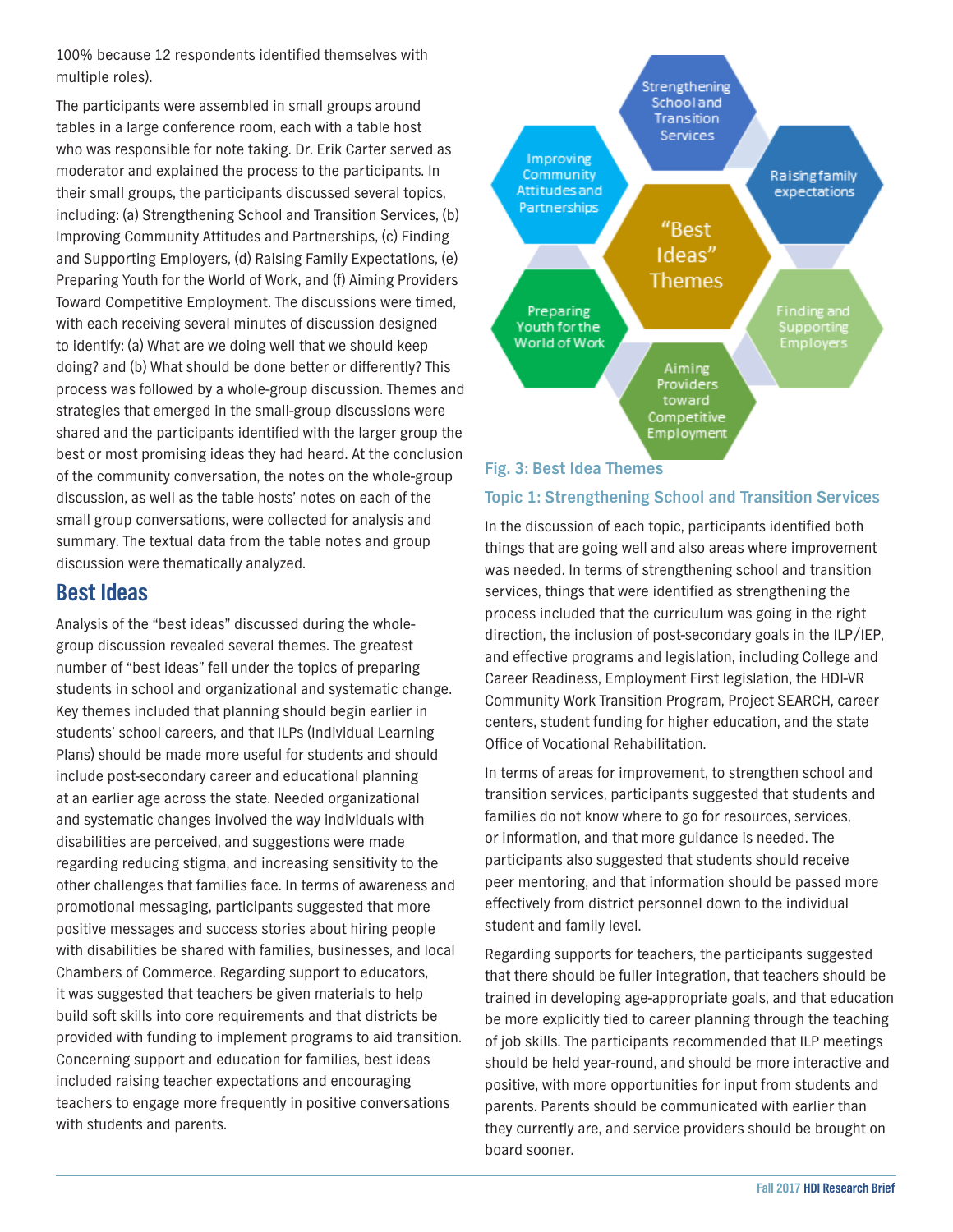100% because 12 respondents identified themselves with multiple roles).

The participants were assembled in small groups around tables in a large conference room, each with a table host who was responsible for note taking. Dr. Erik Carter served as moderator and explained the process to the participants. In their small groups, the participants discussed several topics, including: (a) Strengthening School and Transition Services, (b) Improving Community Attitudes and Partnerships, (c) Finding and Supporting Employers, (d) Raising Family Expectations, (e) Preparing Youth for the World of Work, and (f) Aiming Providers Toward Competitive Employment. The discussions were timed, with each receiving several minutes of discussion designed to identify: (a) What are we doing well that we should keep doing? and (b) What should be done better or differently? This process was followed by a whole-group discussion. Themes and strategies that emerged in the small-group discussions were shared and the participants identified with the larger group the best or most promising ideas they had heard. At the conclusion of the community conversation, the notes on the whole-group discussion, as well as the table hosts' notes on each of the small group conversations, were collected for analysis and summary. The textual data from the table notes and group discussion were thematically analyzed.

## Best Ideas

Analysis of the "best ideas" discussed during the whole-group discussion revealed several themes. The greatest number of "best ideas" fell under the topics of preparing students in school and organizational and systematic change. Key themes included that planning should begin earlier in students' school careers, and that ILPs (Individual Learning Plans) should be made more useful for students and should include post-secondary career and educational planning at an earlier age across the state. Needed organizational and systematic changes involved the way individuals with disabilities are perceived, and suggestions were made regarding reducing stigma, and increasing sensitivity to the other challenges that families face. In terms of awareness and promotional messaging, participants suggested that more positive messages and success stories about hiring people with disabilities be shared with families, businesses, and local Chambers of Commerce. Regarding support to educators, it was suggested that teachers be given materials to help build soft skills into core requirements and that districts be provided with funding to implement programs to aid transition. Concerning support and education for families, best ideas included raising teacher expectations and encouraging teachers to engage more frequently in positive conversations with students and parents.

Fig. 3: Best Idea Themes

### Topic 1: Strengthening School and Transition Services

In the discussion of each topic, participants identified both things that are going well and also areas where improvement was needed. In terms of strengthening school and transition services, things that were identified as strengthening the process included that the curriculum was going in the right direction, the inclusion of post-secondary goals in the ILP/IEP, and effective programs and legislation, including College and Career Readiness, Employment First legislation, the HDI-VR Community Work Transition Program, Project SEARCH, career centers, student funding for higher education, and the state Office of Vocational Rehabilitation.

In terms of areas for improvement, to strengthen school and transition services, participants suggested that students and families do not know where to go for resources, services, or information, and that more guidance is needed. The participants also suggested that students should receive peer mentoring, and that information should be passed more effectively from district personnel down to the individual student and family level.

Regarding supports for teachers, the participants suggested that there should be fuller integration, that teachers should be trained in developing age-appropriate goals, and that education be more explicitly tied to career planning through the teaching of job skills. The participants recommended that ILP meetings should be held year-round, and should be more interactive and positive, with more opportunities for input from students and parents. Parents should be communicated with earlier than they currently are, and service providers should be brought on board sooner.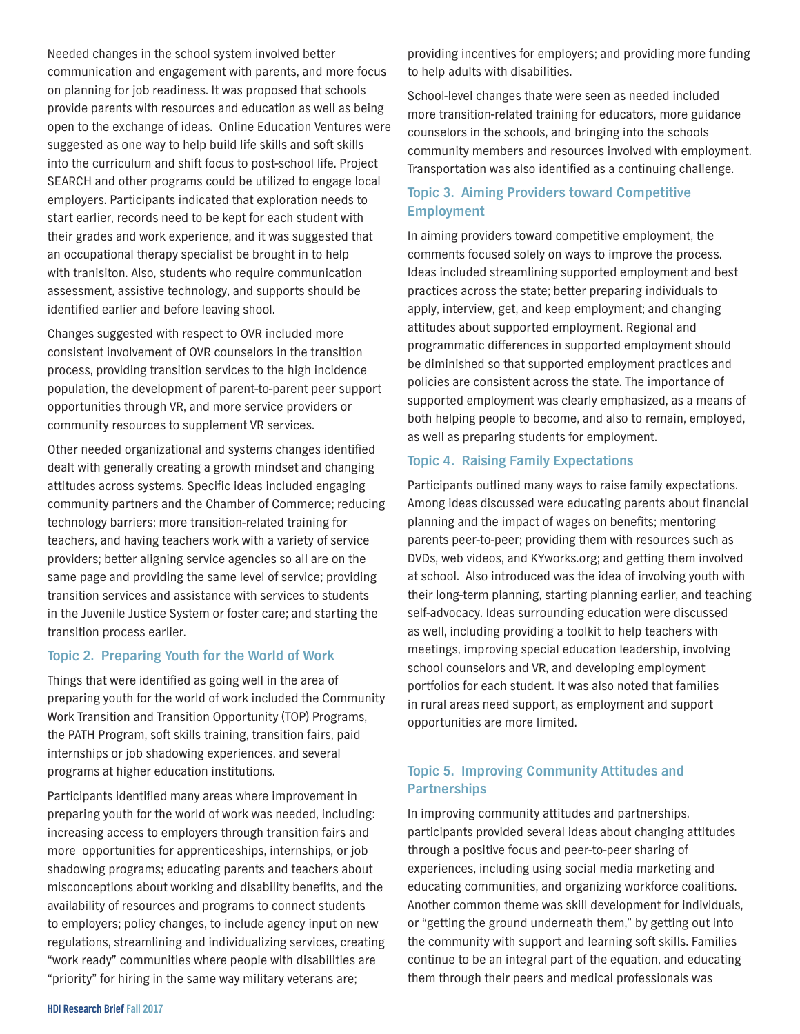Needed changes in the school system involved better communication and engagement with parents, and more focus on planning for job readiness. It was proposed that schools provide parents with resources and education as well as being open to the exchange of ideas. Online Education Ventures were suggested as one way to help build life skills and soft skills into the curriculum and shift focus to post-school life. Project SEARCH and other programs could be utilized to engage local employers. Participants indicated that exploration needs to start earlier, records need to be kept for each student with their grades and work experience, and it was suggested that an occupational therapy specialist be brought in to help with tranisiton. Also, students who require communication assessment, assistive technology, and supports should be identified earlier and before leaving shool.

Changes suggested with respect to OVR included more consistent involvement of OVR counselors in the transition process, providing transition services to the high incidence population, the development of parent-to-parent peer support opportunities through VR, and more service providers or community resources to supplement VR services.

Other needed organizational and systems changes identified dealt with generally creating a growth mindset and changing attitudes across systems. Specific ideas included engaging community partners and the Chamber of Commerce; reducing technology barriers; more transition-related training for teachers, and having teachers work with a variety of service providers; better aligning service agencies so all are on the same page and providing the same level of service; providing transition services and assistance with services to students in the Juvenile Justice System or foster care; and starting the transition process earlier.

### Topic 2. Preparing Youth for the World of Work

Things that were identified as going well in the area of preparing youth for the world of work included the Community Work Transition and Transition Opportunity (TOP) Programs, the PATH Program, soft skills training, transition fairs, paid internships or job shadowing experiences, and several programs at higher education institutions.

Participants identified many areas where improvement in preparing youth for the world of work was needed, including: increasing access to employers through transition fairs and more opportunities for apprenticeships, internships, or job shadowing programs; educating parents and teachers about misconceptions about working and disability benefits, and the availability of resources and programs to connect students to employers; policy changes, to include agency input on new regulations, streamlining and individualizing services, creating "work ready" communities where people with disabilities are "priority" for hiring in the same way military veterans are; providing incentives for employers; and providing more funding to help adults with disabilities.

School-level changes thate were seen as needed included more transition-related training for educators, more guidance counselors in the schools, and bringing into the schools community members and resources involved with employment. Transportation was also identified as a continuing challenge.

### Topic 3. Aiming Providers toward Competitive Employment

In aiming providers toward competitive employment, the comments focused solely on ways to improve the process. Ideas included streamlining supported employment and best practices across the state; better preparing individuals to apply, interview, get, and keep employment; and changing attitudes about supported employment. Regional and programmatic differences in supported employment should be diminished so that supported employment practices and policies are consistent across the state. The importance of supported employment was clearly emphasized, as a means of both helping people to become, and also to remain, employed, as well as preparing students for employment.

### Topic 4. Raising Family Expectations

Participants outlined many ways to raise family expectations. Among ideas discussed were educating parents about financial planning and the impact of wages on benefits; mentoring parents peer-to-peer; providing them with resources such as DVDs, web videos, and KYworks.org; and getting them involved at school. Also introduced was the idea of involving youth with their long-term planning, starting planning earlier, and teaching self-advocacy. Ideas surrounding education were discussed as well, including providing a toolkit to help teachers with meetings, improving special education leadership, involving school counselors and VR, and developing employment portfolios for each student. It was also noted that families in rural areas need support, as employment and support opportunities are more limited.

### Topic 5. Improving Community Attitudes and Partnerships

In improving community attitudes and partnerships, participants provided several ideas about changing attitudes through a positive focus and peer-to-peer sharing of experiences, including using social media marketing and educating communities, and organizing workforce coalitions. Another common theme was skill development for individuals, or "getting the ground underneath them," by getting out into the community with support and learning soft skills. Families continue to be an integral part of the equation, and educating them through their peers and medical professionals was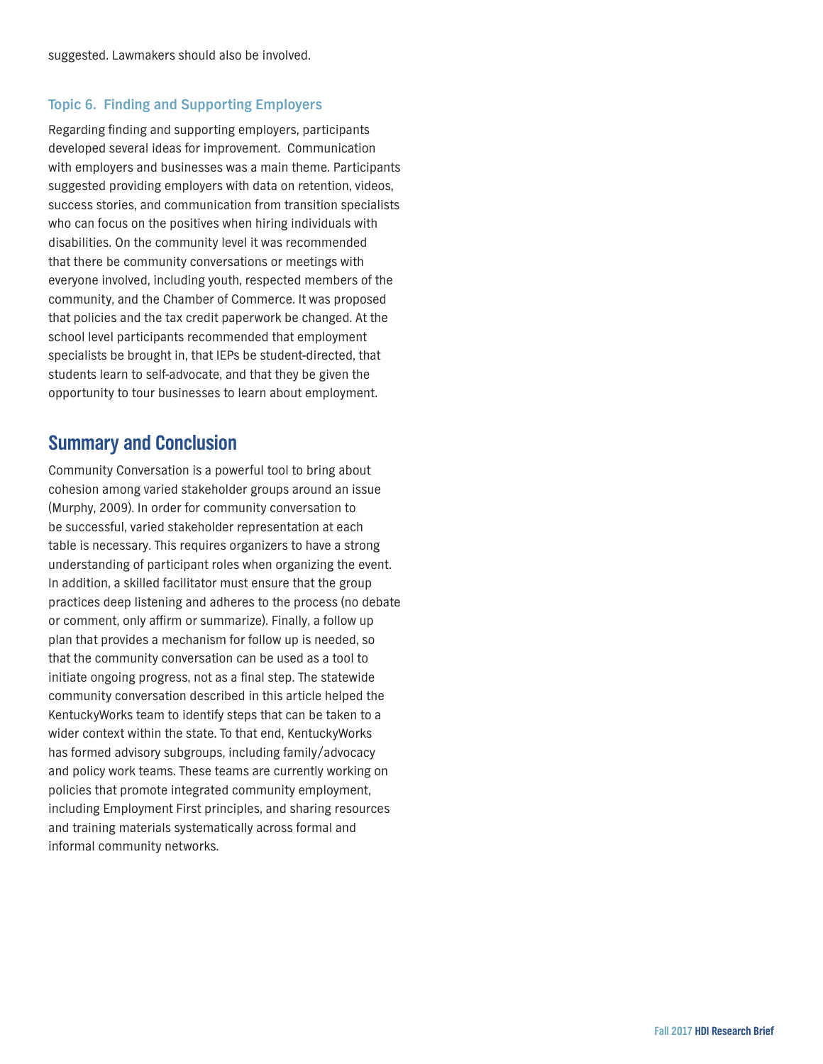suggested. Lawmakers should also be involved.

### Topic 6. Finding and Supporting Employers

Regarding finding and supporting employers, participants developed several ideas for improvement. Communication with employers and businesses was a main theme. Participants suggested providing employers with data on retention, videos, success stories, and communication from transition specialists who can focus on the positives when hiring individuals with disabilities. On the community level it was recommended that there be community conversations or meetings with everyone involved, including youth, respected members of the community, and the Chamber of Commerce. It was proposed that policies and the tax credit paperwork be changed. At the school level participants recommended that employment specialists be brought in, that IEPs be student-directed, that students learn to self-advocate, and that they be given the opportunity to tour businesses to learn about employment.

## Summary and Conclusion

Community Conversation is a powerful tool to bring about cohesion among varied stakeholder groups around an issue (Murphy, 2009). In order for community conversation to be successful, varied stakeholder representation at each table is necessary. This requires organizers to have a strong understanding of participant roles when organizing the event. In addition, a skilled facilitator must ensure that the group practices deep listening and adheres to the process (no debate or comment, only affirm or summarize). Finally, a follow up plan that provides a mechanism for follow up is needed, so that the community conversation can be used as a tool to initiate ongoing progress, not as a final step. The statewide community conversation described in this article helped the KentuckyWorks team to identify steps that can be taken to a wider context within the state. To that end, KentuckyWorks has formed advisory subgroups, including family/advocacy and policy work teams. These teams are currently working on policies that promote integrated community employment, including Employment First principles, and sharing resources and training materials systematically across formal and informal community networks.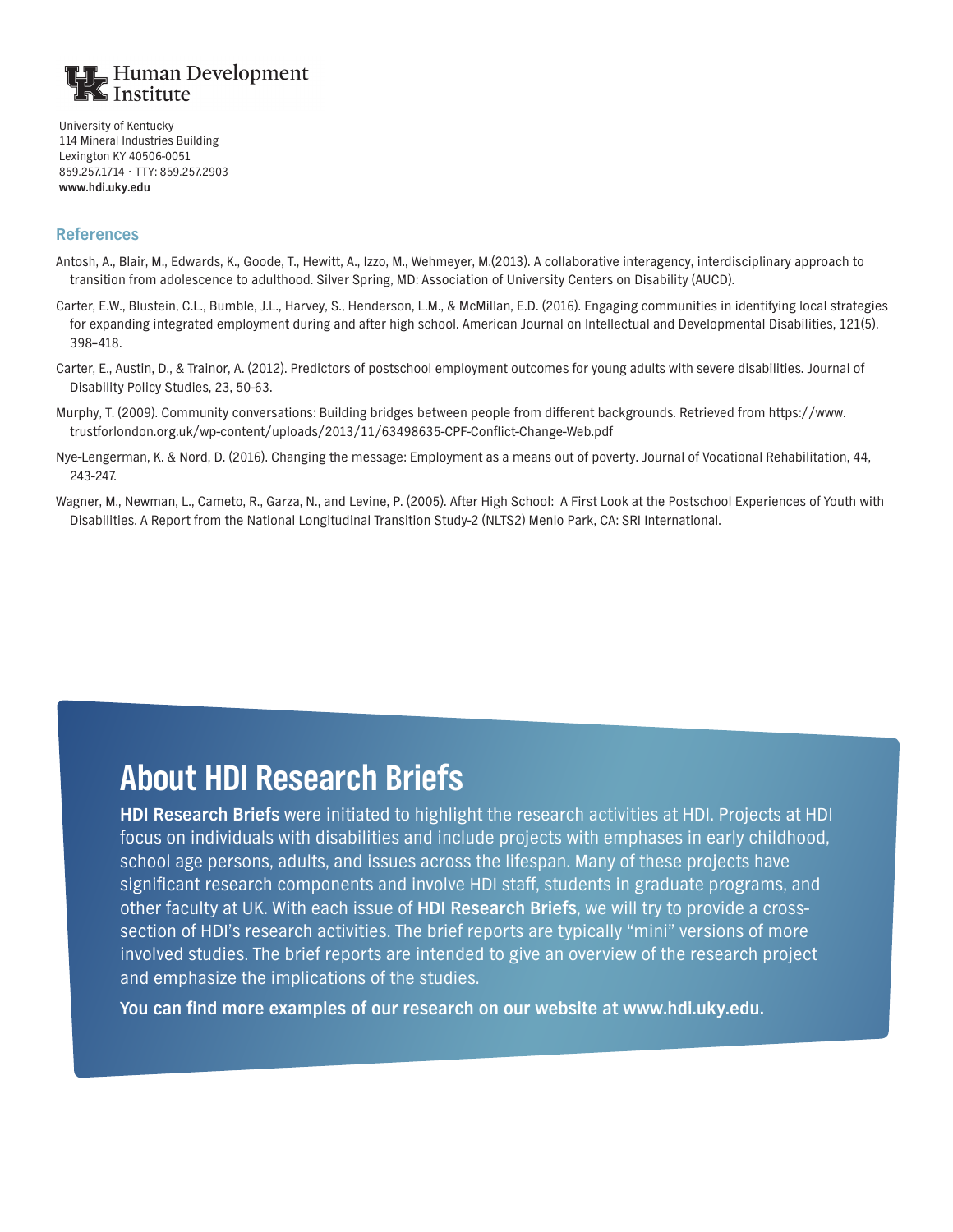Human Development Institute

University of Kentucky
114 Mineral Industries Building
Lexington KY 40506-0051
859.257.1714 · TTY: 859.257.2903
**www.hdi.uky.edu**

## References

Antosh, A., Blair, M., Edwards, K., Goode, T., Hewitt, A., Izzo, M., Wehmeyer, M.(2013). A collaborative interagency, interdisciplinary approach to transition from adolescence to adulthood. Silver Spring, MD: Association of University Centers on Disability (AUCD).

Carter, E.W., Blustein, C.L., Bumble, J.L., Harvey, S., Henderson, L.M., & McMillan, E.D. (2016). Engaging communities in identifying local strategies for expanding integrated employment during and after high school. American Journal on Intellectual and Developmental Disabilities, 121(5), 398–418.

Carter, E., Austin, D., & Trainor, A. (2012). Predictors of postschool employment outcomes for young adults with severe disabilities. Journal of Disability Policy Studies, 23, 50-63.

Murphy, T. (2009). Community conversations: Building bridges between people from different backgrounds. Retrieved from https://www.trustforlondon.org.uk/wp-content/uploads/2013/11/63498635-CPF-Conflict-Change-Web.pdf

Nye-Lengerman, K. & Nord, D. (2016). Changing the message: Employment as a means out of poverty. Journal of Vocational Rehabilitation, 44, 243-247.

Wagner, M., Newman, L., Cameto, R., Garza, N., and Levine, P. (2005). After High School: A First Look at the Postschool Experiences of Youth with Disabilities. A Report from the National Longitudinal Transition Study-2 (NLTS2) Menlo Park, CA: SRI International.

# About HDI Research Briefs

**HDI Research Briefs** were initiated to highlight the research activities at HDI. Projects at HDI focus on individuals with disabilities and include projects with emphases in early childhood, school age persons, adults, and issues across the lifespan. Many of these projects have significant research components and involve HDI staff, students in graduate programs, and other faculty at UK. With each issue of **HDI Research Briefs**, we will try to provide a cross-section of HDI's research activities. The brief reports are typically "mini" versions of more involved studies. The brief reports are intended to give an overview of the research project and emphasize the implications of the studies.

**You can find more examples of our research on our website at www.hdi.uky.edu.**